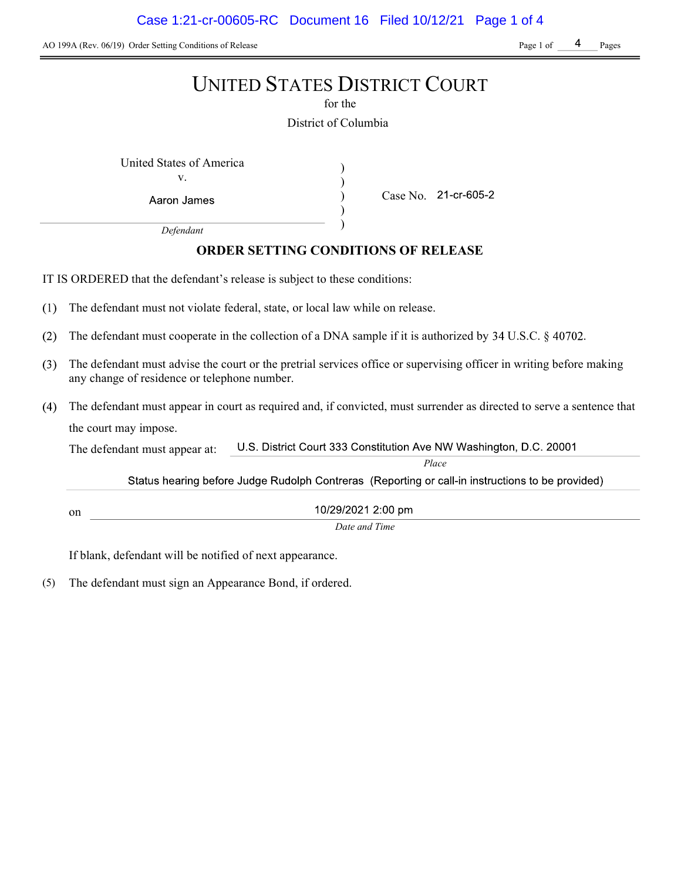AO 199A (Rev. 06/19) Order Setting Conditions of Release

# UNITED STATES DISTRICT COURT

for the

District of Columbia

United States of America
v.
Aaron James
*Defendant*

Case No. 21-cr-605-2

## ORDER SETTING CONDITIONS OF RELEASE

IT IS ORDERED that the defendant's release is subject to these conditions:

(1) The defendant must not violate federal, state, or local law while on release.

(2) The defendant must cooperate in the collection of a DNA sample if it is authorized by 34 U.S.C. § 40702.

(3) The defendant must advise the court or the pretrial services office or supervising officer in writing before making any change of residence or telephone number.

(4) The defendant must appear in court as required and, if convicted, must surrender as directed to serve a sentence that the court may impose.

The defendant must appear at: U.S. District Court 333 Constitution Ave NW Washington, D.C. 20001
*Place*

Status hearing before Judge Rudolph Contreras (Reporting or call-in instructions to be provided)

on 10/29/2021 2:00 pm
*Date and Time*

If blank, defendant will be notified of next appearance.

(5) The defendant must sign an Appearance Bond, if ordered.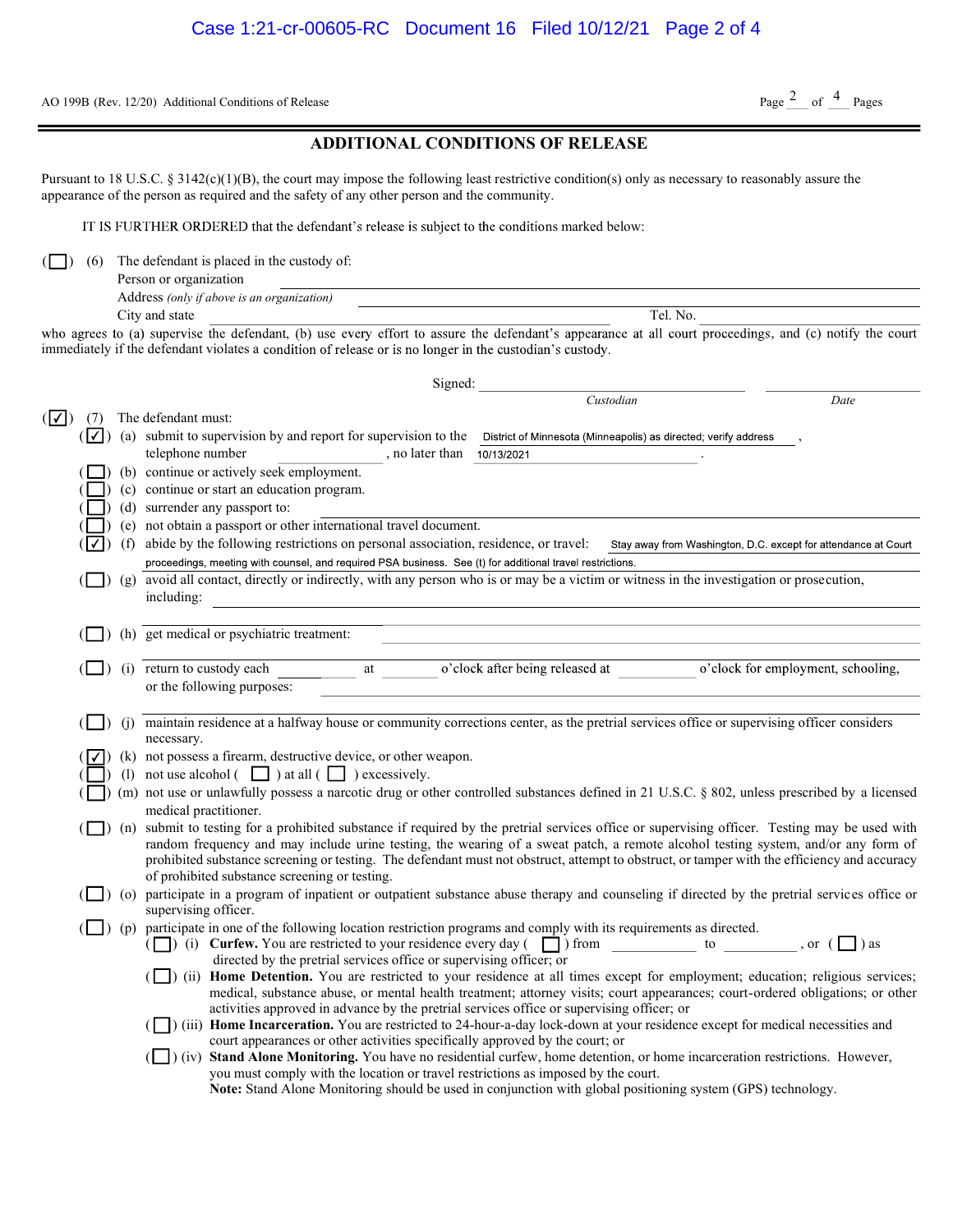AO 199B (Rev. 12/20) Additional Conditions of Release

# ADDITIONAL CONDITIONS OF RELEASE

Pursuant to 18 U.S.C. § 3142(c)(1)(B), the court may impose the following least restrictive condition(s) only as necessary to reasonably assure the appearance of the person as required and the safety of any other person and the community.

IT IS FURTHER ORDERED that the defendant's release is subject to the conditions marked below:

( ☐ ) (6) The defendant is placed in the custody of:
Person or organization ______________________
Address *(only if above is an organization)* ______________________
City and state ______________________ Tel. No. ______________________

who agrees to (a) supervise the defendant, (b) use every effort to assure the defendant's appearance at all court proceedings, and (c) notify the court immediately if the defendant violates a condition of release or is no longer in the custodian's custody.

Signed: ______________________ ______________________
*Custodian* *Date*

( ☑ ) (7) The defendant must:

- ( ☑ ) (a) submit to supervision by and report for supervision to the District of Minnesota (Minneapolis) as directed; verify address , telephone number ______________, no later than 10/13/2021 .
- ( ☐ ) (b) continue or actively seek employment.
- ( ☐ ) (c) continue or start an education program.
- ( ☐ ) (d) surrender any passport to: ______________________
- ( ☐ ) (e) not obtain a passport or other international travel document.
- ( ☑ ) (f) abide by the following restrictions on personal association, residence, or travel: Stay away from Washington, D.C. except for attendance at Court proceedings, meeting with counsel, and required PSA business. See (t) for additional travel restrictions.
- ( ☐ ) (g) avoid all contact, directly or indirectly, with any person who is or may be a victim or witness in the investigation or prosecution, including: ______________________
- ( ☐ ) (h) get medical or psychiatric treatment: ______________________
- ( ☐ ) (i) return to custody each __________ at __________ o'clock after being released at __________ o'clock for employment, schooling, or the following purposes: ______________________
- ( ☐ ) (j) maintain residence at a halfway house or community corrections center, as the pretrial services office or supervising officer considers necessary.
- ( ☑ ) (k) not possess a firearm, destructive device, or other weapon.
- ( ☐ ) (l) not use alcohol ( ☐ ) at all ( ☐ ) excessively.
- ( ☐ ) (m) not use or unlawfully possess a narcotic drug or other controlled substances defined in 21 U.S.C. § 802, unless prescribed by a licensed medical practitioner.
- ( ☐ ) (n) submit to testing for a prohibited substance if required by the pretrial services office or supervising officer. Testing may be used with random frequency and may include urine testing, the wearing of a sweat patch, a remote alcohol testing system, and/or any form of prohibited substance screening or testing. The defendant must not obstruct, attempt to obstruct, or tamper with the efficiency and accuracy of prohibited substance screening or testing.
- ( ☐ ) (o) participate in a program of inpatient or outpatient substance abuse therapy and counseling if directed by the pretrial services office or supervising officer.
- ( ☐ ) (p) participate in one of the following location restriction programs and comply with its requirements as directed.
  - ( ☐ ) (i) **Curfew.** You are restricted to your residence every day ( ☐ ) from __________ to __________, or ( ☐ ) as directed by the pretrial services office or supervising officer; or
  - ( ☐ ) (ii) **Home Detention.** You are restricted to your residence at all times except for employment; education; religious services; medical, substance abuse, or mental health treatment; attorney visits; court appearances; court-ordered obligations; or other activities approved in advance by the pretrial services office or supervising officer; or
  - ( ☐ ) (iii) **Home Incarceration.** You are restricted to 24-hour-a-day lock-down at your residence except for medical necessities and court appearances or other activities specifically approved by the court; or
  - ( ☐ ) (iv) **Stand Alone Monitoring.** You have no residential curfew, home detention, or home incarceration restrictions. However, you must comply with the location or travel restrictions as imposed by the court.
    **Note:** Stand Alone Monitoring should be used in conjunction with global positioning system (GPS) technology.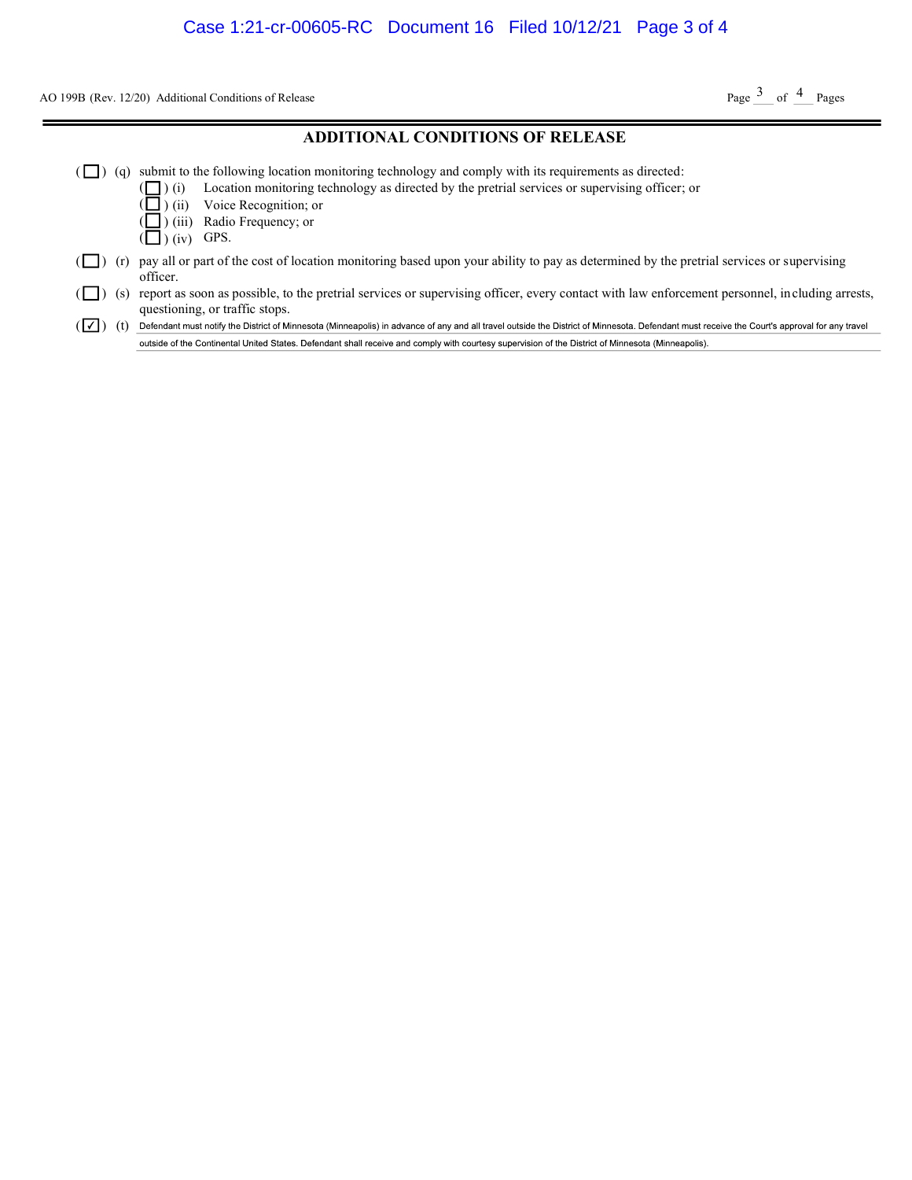AO 199B (Rev. 12/20) Additional Conditions of Release

## ADDITIONAL CONDITIONS OF RELEASE

( ☐ ) (q) submit to the following location monitoring technology and comply with its requirements as directed:

- ( ☐ ) (i) Location monitoring technology as directed by the pretrial services or supervising officer; or
- ( ☐ ) (ii) Voice Recognition; or
- ( ☐ ) (iii) Radio Frequency; or
- ( ☐ ) (iv) GPS.

( ☐ ) (r) pay all or part of the cost of location monitoring based upon your ability to pay as determined by the pretrial services or supervising officer.

( ☐ ) (s) report as soon as possible, to the pretrial services or supervising officer, every contact with law enforcement personnel, including arrests, questioning, or traffic stops.

( ☑ ) (t) Defendant must notify the District of Minnesota (Minneapolis) in advance of any and all travel outside the District of Minnesota. Defendant must receive the Court's approval for any travel outside of the Continental United States. Defendant shall receive and comply with courtesy supervision of the District of Minnesota (Minneapolis).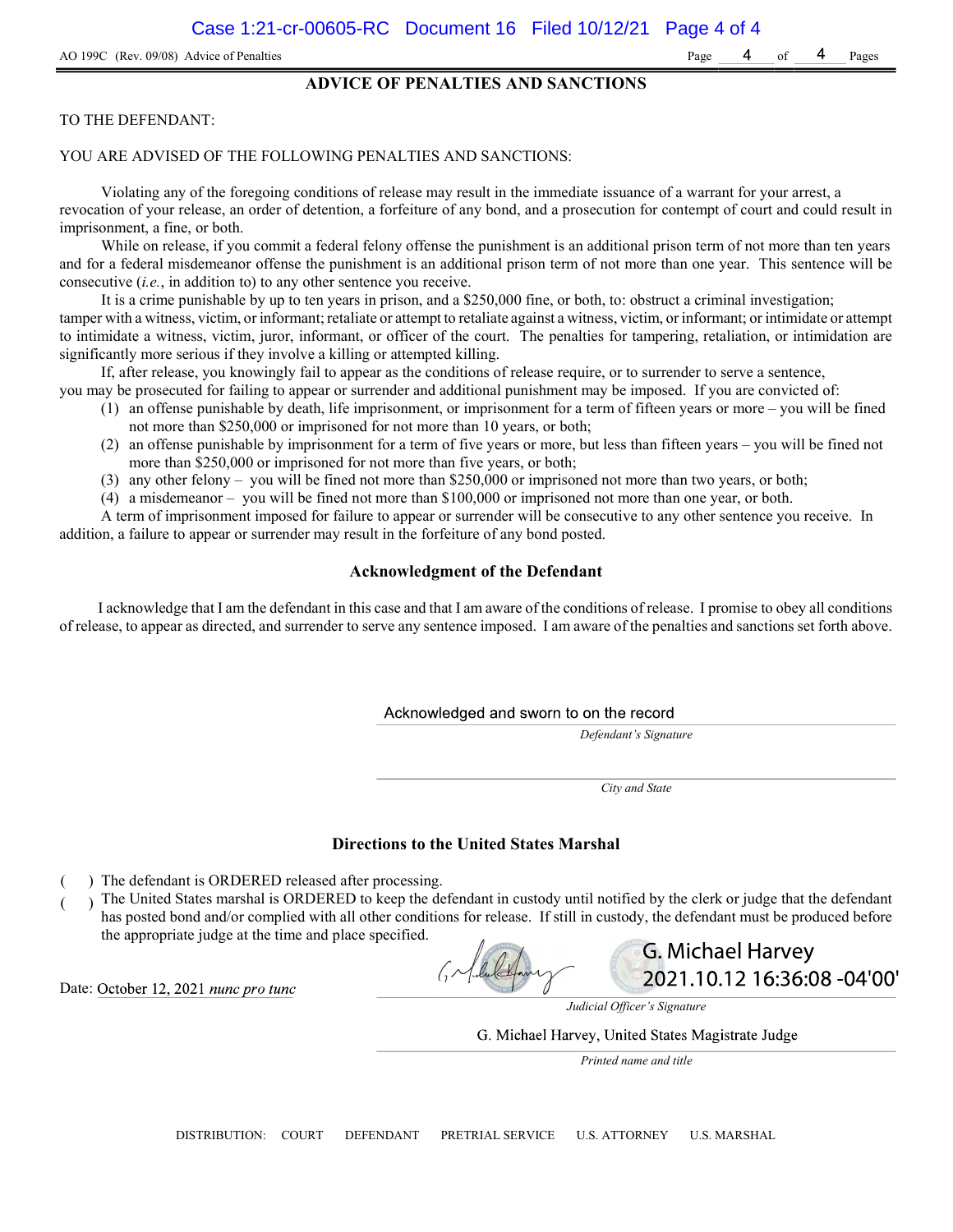AO 199C (Rev. 09/08) Advice of Penalties

## ADVICE OF PENALTIES AND SANCTIONS

TO THE DEFENDANT:

YOU ARE ADVISED OF THE FOLLOWING PENALTIES AND SANCTIONS:

Violating any of the foregoing conditions of release may result in the immediate issuance of a warrant for your arrest, a revocation of your release, an order of detention, a forfeiture of any bond, and a prosecution for contempt of court and could result in imprisonment, a fine, or both.

While on release, if you commit a federal felony offense the punishment is an additional prison term of not more than ten years and for a federal misdemeanor offense the punishment is an additional prison term of not more than one year. This sentence will be consecutive (*i.e.*, in addition to) to any other sentence you receive.

It is a crime punishable by up to ten years in prison, and a $250,000 fine, or both, to: obstruct a criminal investigation; tamper with a witness, victim, or informant; retaliate or attempt to retaliate against a witness, victim, or informant; or intimidate or attempt to intimidate a witness, victim, juror, informant, or officer of the court. The penalties for tampering, retaliation, or intimidation are significantly more serious if they involve a killing or attempted killing.

If, after release, you knowingly fail to appear as the conditions of release require, or to surrender to serve a sentence, you may be prosecuted for failing to appear or surrender and additional punishment may be imposed. If you are convicted of:

(1) an offense punishable by death, life imprisonment, or imprisonment for a term of fifteen years or more – you will be fined not more than $250,000 or imprisoned for not more than 10 years, or both;
(2) an offense punishable by imprisonment for a term of five years or more, but less than fifteen years – you will be fined not more than $250,000 or imprisoned for not more than five years, or both;
(3) any other felony – you will be fined not more than $250,000 or imprisoned not more than two years, or both;
(4) a misdemeanor – you will be fined not more than $100,000 or imprisoned not more than one year, or both.

A term of imprisonment imposed for failure to appear or surrender will be consecutive to any other sentence you receive. In addition, a failure to appear or surrender may result in the forfeiture of any bond posted.

### Acknowledgment of the Defendant

I acknowledge that I am the defendant in this case and that I am aware of the conditions of release. I promise to obey all conditions of release, to appear as directed, and surrender to serve any sentence imposed. I am aware of the penalties and sanctions set forth above.

Acknowledged and sworn to on the record

*Defendant's Signature*

*City and State*

### Directions to the United States Marshal

( ) The defendant is ORDERED released after processing.

( ) The United States marshal is ORDERED to keep the defendant in custody until notified by the clerk or judge that the defendant has posted bond and/or complied with all other conditions for release. If still in custody, the defendant must be produced before the appropriate judge at the time and place specified.

Date: October 12, 2021 *nunc pro tunc*

G. Michael Harvey
2021.10.12 16:36:08 -04'00'

*Judicial Officer's Signature*

G. Michael Harvey, United States Magistrate Judge

*Printed name and title*

DISTRIBUTION: COURT DEFENDANT PRETRIAL SERVICE U.S. ATTORNEY U.S. MARSHAL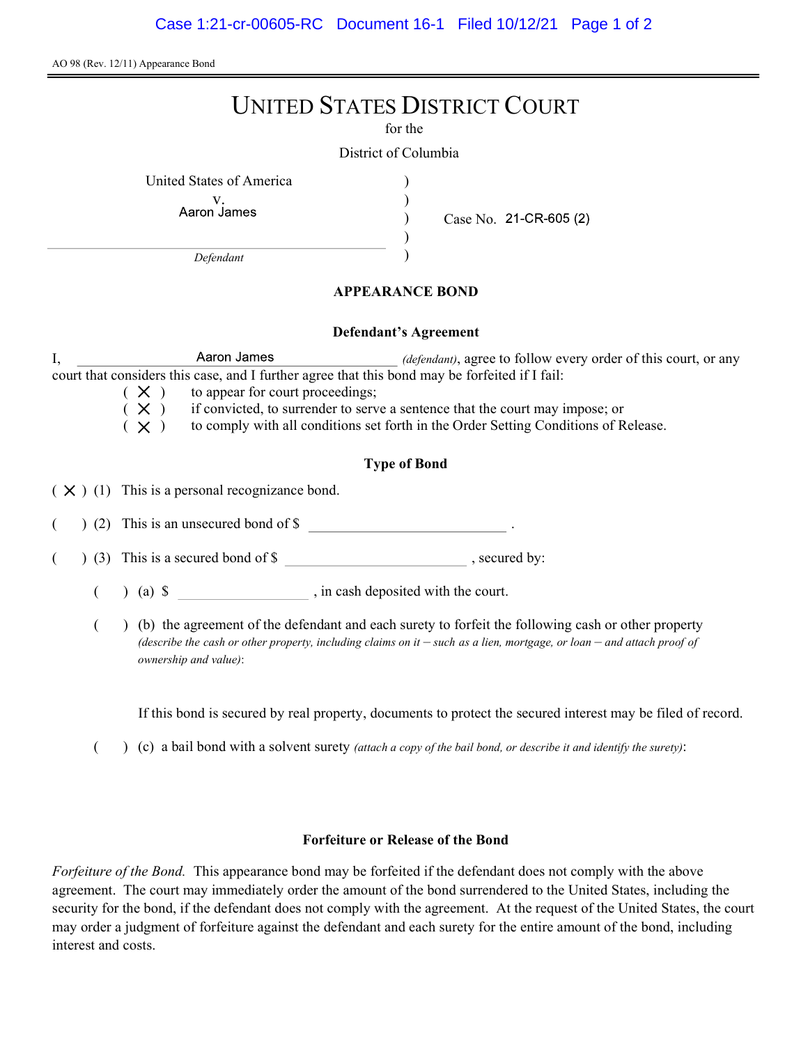AO 98 (Rev. 12/11) Appearance Bond

# UNITED STATES DISTRICT COURT

for the

District of Columbia

United States of America
v.
Aaron James

*Defendant*

Case No. 21-CR-605 (2)

## APPEARANCE BOND

### Defendant's Agreement

I, Aaron James *(defendant)*, agree to follow every order of this court, or any court that considers this case, and I further agree that this bond may be forfeited if I fail:

( X ) to appear for court proceedings;
( X ) if convicted, to surrender to serve a sentence that the court may impose; or
( X ) to comply with all conditions set forth in the Order Setting Conditions of Release.

### Type of Bond

( X ) (1) This is a personal recognizance bond.

( ) (2) This is an unsecured bond of $ ______________ .

( ) (3) This is a secured bond of $ ______________ , secured by:

( ) (a) $ ______________ , in cash deposited with the court.

( ) (b) the agreement of the defendant and each surety to forfeit the following cash or other property *(describe the cash or other property, including claims on it – such as a lien, mortgage, or loan – and attach proof of ownership and value)*:

If this bond is secured by real property, documents to protect the secured interest may be filed of record.

( ) (c) a bail bond with a solvent surety *(attach a copy of the bail bond, or describe it and identify the surety)*:

### Forfeiture or Release of the Bond

*Forfeiture of the Bond.* This appearance bond may be forfeited if the defendant does not comply with the above agreement. The court may immediately order the amount of the bond surrendered to the United States, including the security for the bond, if the defendant does not comply with the agreement. At the request of the United States, the court may order a judgment of forfeiture against the defendant and each surety for the entire amount of the bond, including interest and costs.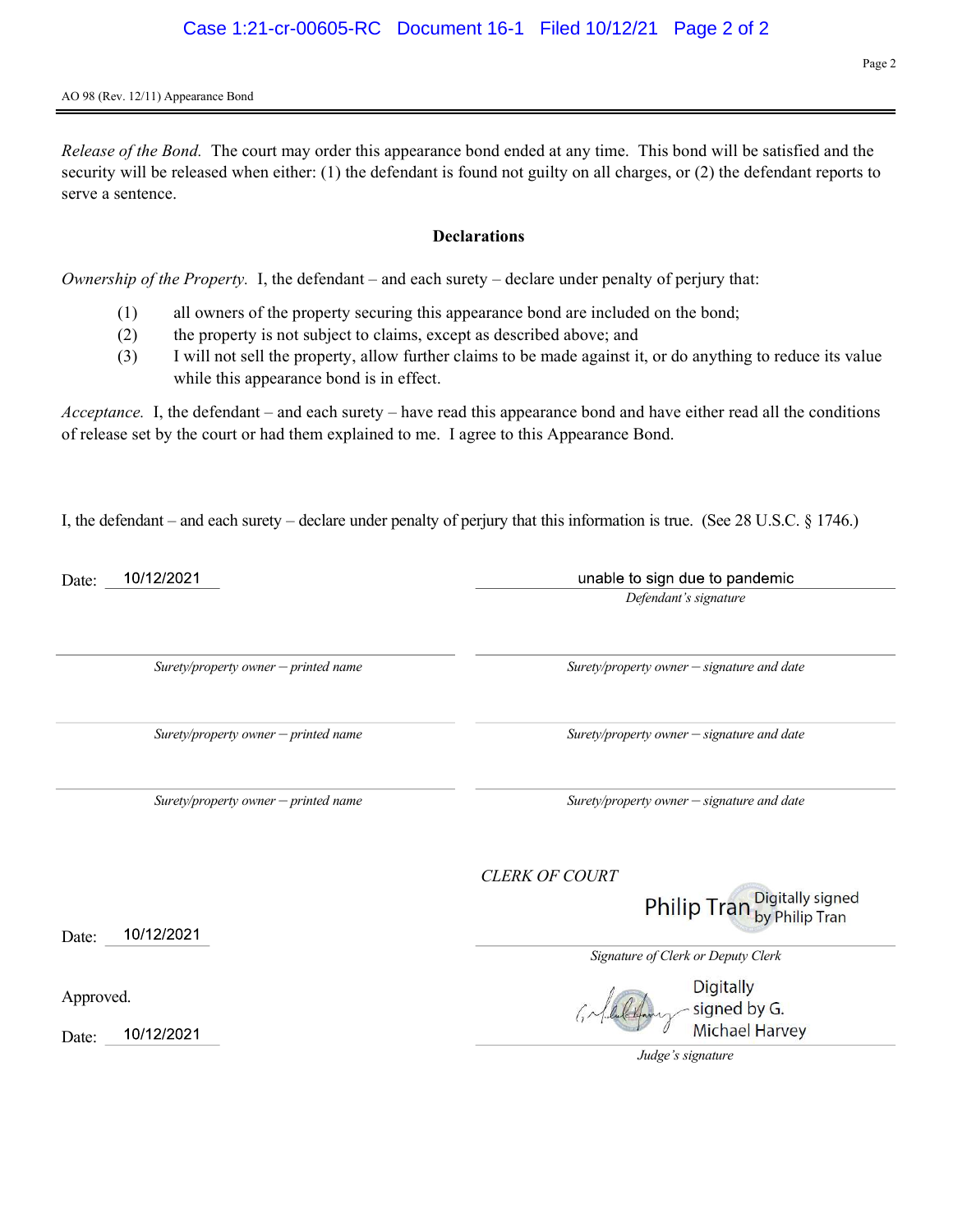AO 98 (Rev. 12/11) Appearance Bond

*Release of the Bond.* The court may order this appearance bond ended at any time. This bond will be satisfied and the security will be released when either: (1) the defendant is found not guilty on all charges, or (2) the defendant reports to serve a sentence.

**Declarations**

*Ownership of the Property.* I, the defendant – and each surety – declare under penalty of perjury that:

(1) all owners of the property securing this appearance bond are included on the bond;
(2) the property is not subject to claims, except as described above; and
(3) I will not sell the property, allow further claims to be made against it, or do anything to reduce its value while this appearance bond is in effect.

*Acceptance.* I, the defendant – and each surety – have read this appearance bond and have either read all the conditions of release set by the court or had them explained to me. I agree to this Appearance Bond.

I, the defendant – and each surety – declare under penalty of perjury that this information is true. (See 28 U.S.C. § 1746.)

Date: 10/12/2021

unable to sign due to pandemic
*Defendant's signature*

______________________ *Surety/property owner – printed name*
______________________ *Surety/property owner – signature and date*

______________________ *Surety/property owner – printed name*
______________________ *Surety/property owner – signature and date*

______________________ *Surety/property owner – printed name*
______________________ *Surety/property owner – signature and date*

*CLERK OF COURT*

Date: 10/12/2021

Philip Tran Digitally signed by Philip Tran
*Signature of Clerk or Deputy Clerk*

Approved.

Date: 10/12/2021

Digitally signed by G. Michael Harvey
*Judge's signature*